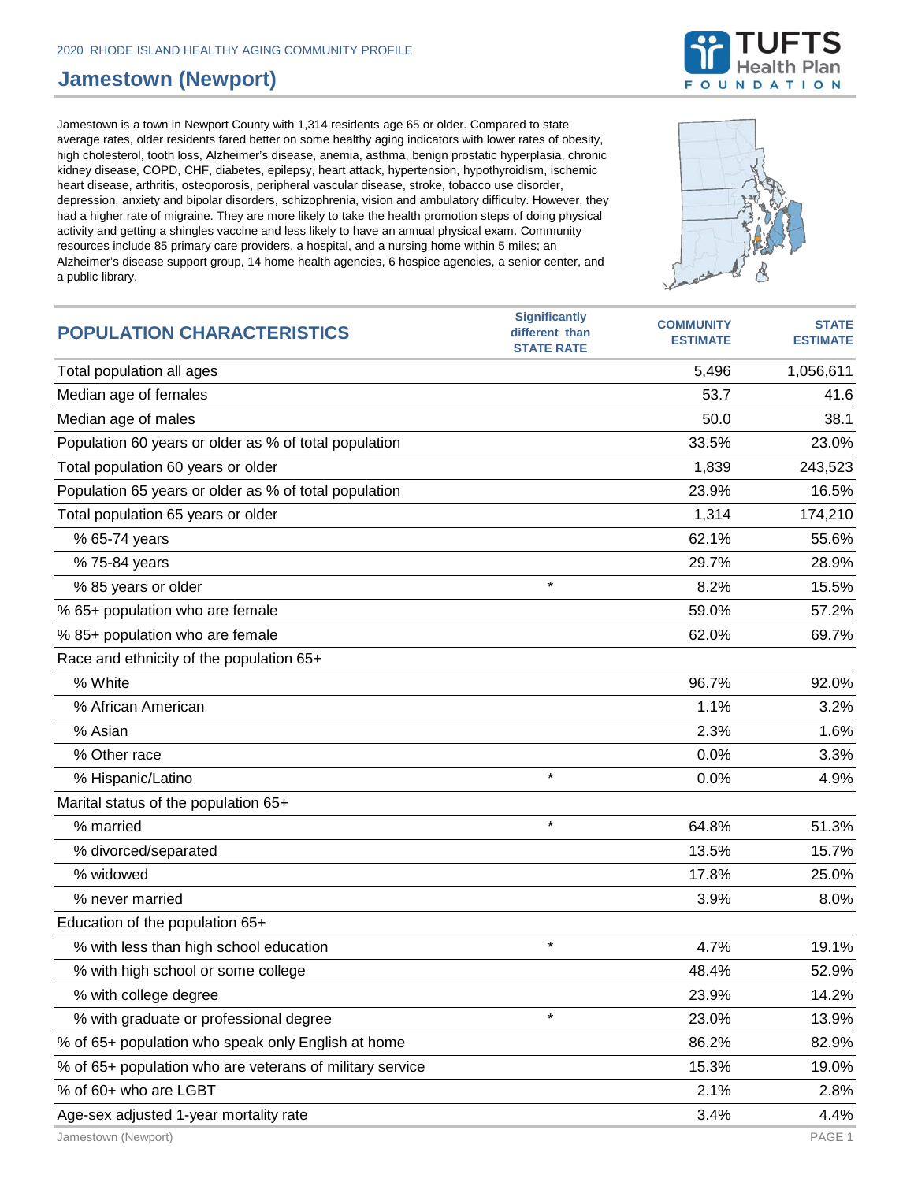2020 RHODE ISLAND HEALTHY AGING COMMUNITY PROFILE

# Jamestown (Newport)

Jamestown is a town in Newport County with 1,314 residents age 65 or older. Compared to state average rates, older residents fared better on some healthy aging indicators with lower rates of obesity, high cholesterol, tooth loss, Alzheimer's disease, anemia, asthma, benign prostatic hyperplasia, chronic kidney disease, COPD, CHF, diabetes, epilepsy, heart attack, hypertension, hypothyroidism, ischemic heart disease, arthritis, osteoporosis, peripheral vascular disease, stroke, tobacco use disorder, depression, anxiety and bipolar disorders, schizophrenia, vision and ambulatory difficulty. However, they had a higher rate of migraine. They are more likely to take the health promotion steps of doing physical activity and getting a shingles vaccine and less likely to have an annual physical exam. Community resources include 85 primary care providers, a hospital, and a nursing home within 5 miles; an Alzheimer's disease support group, 14 home health agencies, 6 hospice agencies, a senior center, and a public library.

| POPULATION CHARACTERISTICS | Significantly different than STATE RATE | COMMUNITY ESTIMATE | STATE ESTIMATE |
|---|---|---|---|
| Total population all ages | | 5,496 | 1,056,611 |
| Median age of females | | 53.7 | 41.6 |
| Median age of males | | 50.0 | 38.1 |
| Population 60 years or older as % of total population | | 33.5% | 23.0% |
| Total population 60 years or older | | 1,839 | 243,523 |
| Population 65 years or older as % of total population | | 23.9% | 16.5% |
| Total population 65 years or older | | 1,314 | 174,210 |
| % 65-74 years | | 62.1% | 55.6% |
| % 75-84 years | | 29.7% | 28.9% |
| % 85 years or older | * | 8.2% | 15.5% |
| % 65+ population who are female | | 59.0% | 57.2% |
| % 85+ population who are female | | 62.0% | 69.7% |
| Race and ethnicity of the population 65+ | | | |
| % White | | 96.7% | 92.0% |
| % African American | | 1.1% | 3.2% |
| % Asian | | 2.3% | 1.6% |
| % Other race | | 0.0% | 3.3% |
| % Hispanic/Latino | * | 0.0% | 4.9% |
| Marital status of the population 65+ | | | |
| % married | * | 64.8% | 51.3% |
| % divorced/separated | | 13.5% | 15.7% |
| % widowed | | 17.8% | 25.0% |
| % never married | | 3.9% | 8.0% |
| Education of the population 65+ | | | |
| % with less than high school education | * | 4.7% | 19.1% |
| % with high school or some college | | 48.4% | 52.9% |
| % with college degree | | 23.9% | 14.2% |
| % with graduate or professional degree | * | 23.0% | 13.9% |
| % of 65+ population who speak only English at home | | 86.2% | 82.9% |
| % of 65+ population who are veterans of military service | | 15.3% | 19.0% |
| % of 60+ who are LGBT | | 2.1% | 2.8% |
| Age-sex adjusted 1-year mortality rate | | 3.4% | 4.4% |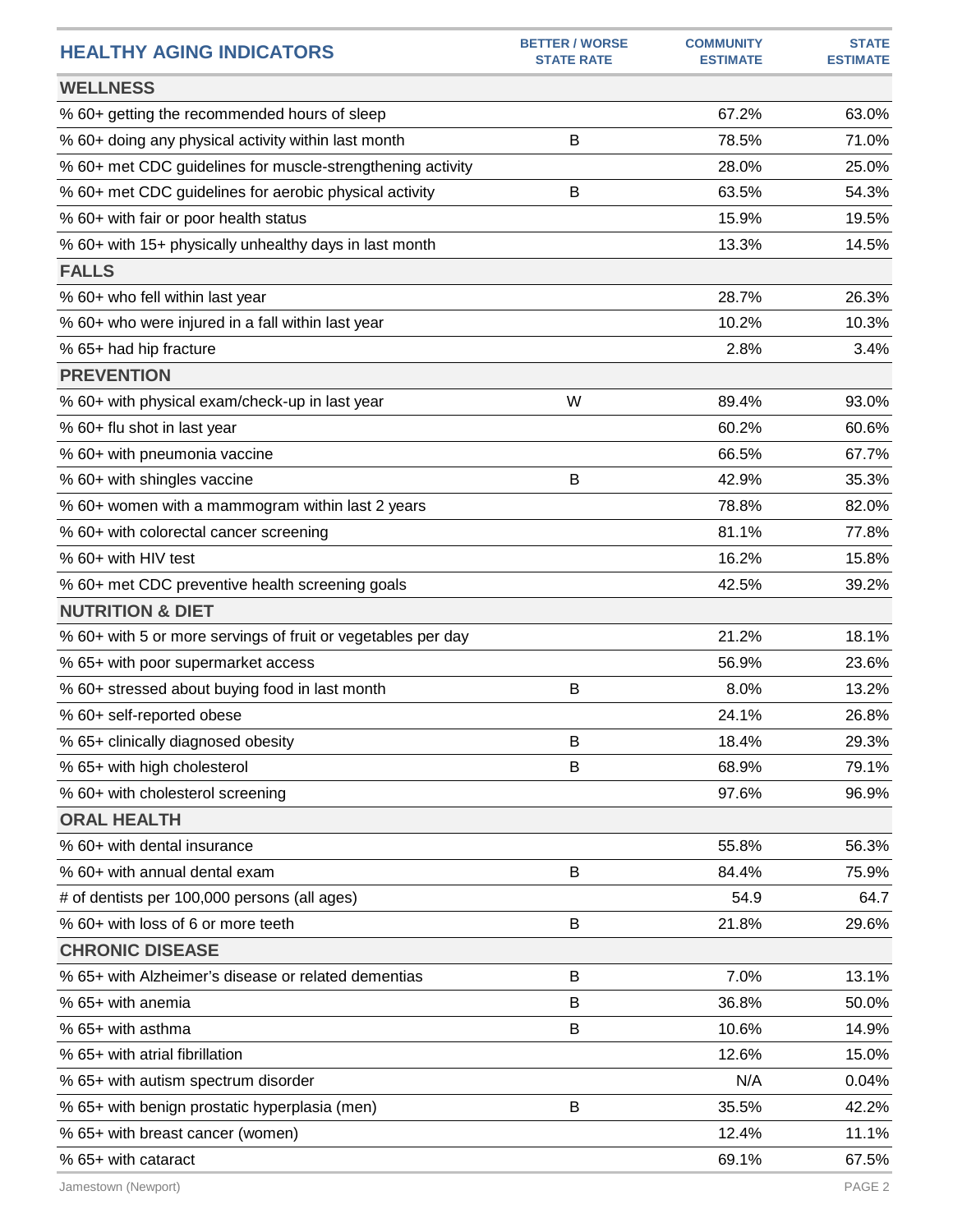| HEALTHY AGING INDICATORS | BETTER / WORSE STATE RATE | COMMUNITY ESTIMATE | STATE ESTIMATE |
|---|---|---|---|
| **WELLNESS** | | | |
| % 60+ getting the recommended hours of sleep | | 67.2% | 63.0% |
| % 60+ doing any physical activity within last month | B | 78.5% | 71.0% |
| % 60+ met CDC guidelines for muscle-strengthening activity | | 28.0% | 25.0% |
| % 60+ met CDC guidelines for aerobic physical activity | B | 63.5% | 54.3% |
| % 60+ with fair or poor health status | | 15.9% | 19.5% |
| % 60+ with 15+ physically unhealthy days in last month | | 13.3% | 14.5% |
| **FALLS** | | | |
| % 60+ who fell within last year | | 28.7% | 26.3% |
| % 60+ who were injured in a fall within last year | | 10.2% | 10.3% |
| % 65+ had hip fracture | | 2.8% | 3.4% |
| **PREVENTION** | | | |
| % 60+ with physical exam/check-up in last year | W | 89.4% | 93.0% |
| % 60+ flu shot in last year | | 60.2% | 60.6% |
| % 60+ with pneumonia vaccine | | 66.5% | 67.7% |
| % 60+ with shingles vaccine | B | 42.9% | 35.3% |
| % 60+ women with a mammogram within last 2 years | | 78.8% | 82.0% |
| % 60+ with colorectal cancer screening | | 81.1% | 77.8% |
| % 60+ with HIV test | | 16.2% | 15.8% |
| % 60+ met CDC preventive health screening goals | | 42.5% | 39.2% |
| **NUTRITION & DIET** | | | |
| % 60+ with 5 or more servings of fruit or vegetables per day | | 21.2% | 18.1% |
| % 65+ with poor supermarket access | | 56.9% | 23.6% |
| % 60+ stressed about buying food in last month | B | 8.0% | 13.2% |
| % 60+ self-reported obese | | 24.1% | 26.8% |
| % 65+ clinically diagnosed obesity | B | 18.4% | 29.3% |
| % 65+ with high cholesterol | B | 68.9% | 79.1% |
| % 60+ with cholesterol screening | | 97.6% | 96.9% |
| **ORAL HEALTH** | | | |
| % 60+ with dental insurance | | 55.8% | 56.3% |
| % 60+ with annual dental exam | B | 84.4% | 75.9% |
| # of dentists per 100,000 persons (all ages) | | 54.9 | 64.7 |
| % 60+ with loss of 6 or more teeth | B | 21.8% | 29.6% |
| **CHRONIC DISEASE** | | | |
| % 65+ with Alzheimer's disease or related dementias | B | 7.0% | 13.1% |
| % 65+ with anemia | B | 36.8% | 50.0% |
| % 65+ with asthma | B | 10.6% | 14.9% |
| % 65+ with atrial fibrillation | | 12.6% | 15.0% |
| % 65+ with autism spectrum disorder | | N/A | 0.04% |
| % 65+ with benign prostatic hyperplasia (men) | B | 35.5% | 42.2% |
| % 65+ with breast cancer (women) | | 12.4% | 11.1% |
| % 65+ with cataract | | 69.1% | 67.5% |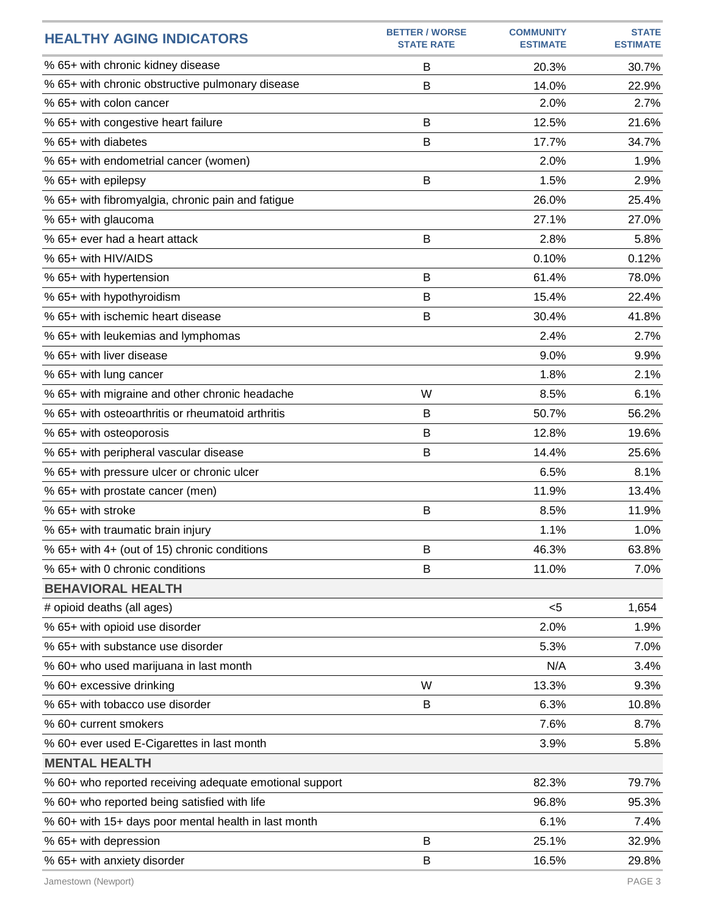| HEALTHY AGING INDICATORS | BETTER / WORSE STATE RATE | COMMUNITY ESTIMATE | STATE ESTIMATE |
|---|---|---|---|
| % 65+ with chronic kidney disease | B | 20.3% | 30.7% |
| % 65+ with chronic obstructive pulmonary disease | B | 14.0% | 22.9% |
| % 65+ with colon cancer | | 2.0% | 2.7% |
| % 65+ with congestive heart failure | B | 12.5% | 21.6% |
| % 65+ with diabetes | B | 17.7% | 34.7% |
| % 65+ with endometrial cancer (women) | | 2.0% | 1.9% |
| % 65+ with epilepsy | B | 1.5% | 2.9% |
| % 65+ with fibromyalgia, chronic pain and fatigue | | 26.0% | 25.4% |
| % 65+ with glaucoma | | 27.1% | 27.0% |
| % 65+ ever had a heart attack | B | 2.8% | 5.8% |
| % 65+ with HIV/AIDS | | 0.10% | 0.12% |
| % 65+ with hypertension | B | 61.4% | 78.0% |
| % 65+ with hypothyroidism | B | 15.4% | 22.4% |
| % 65+ with ischemic heart disease | B | 30.4% | 41.8% |
| % 65+ with leukemias and lymphomas | | 2.4% | 2.7% |
| % 65+ with liver disease | | 9.0% | 9.9% |
| % 65+ with lung cancer | | 1.8% | 2.1% |
| % 65+ with migraine and other chronic headache | W | 8.5% | 6.1% |
| % 65+ with osteoarthritis or rheumatoid arthritis | B | 50.7% | 56.2% |
| % 65+ with osteoporosis | B | 12.8% | 19.6% |
| % 65+ with peripheral vascular disease | B | 14.4% | 25.6% |
| % 65+ with pressure ulcer or chronic ulcer | | 6.5% | 8.1% |
| % 65+ with prostate cancer (men) | | 11.9% | 13.4% |
| % 65+ with stroke | B | 8.5% | 11.9% |
| % 65+ with traumatic brain injury | | 1.1% | 1.0% |
| % 65+ with 4+ (out of 15) chronic conditions | B | 46.3% | 63.8% |
| % 65+ with 0 chronic conditions | B | 11.0% | 7.0% |
| **BEHAVIORAL HEALTH** | | | |
| # opioid deaths (all ages) | | <5 | 1,654 |
| % 65+ with opioid use disorder | | 2.0% | 1.9% |
| % 65+ with substance use disorder | | 5.3% | 7.0% |
| % 60+ who used marijuana in last month | | N/A | 3.4% |
| % 60+ excessive drinking | W | 13.3% | 9.3% |
| % 65+ with tobacco use disorder | B | 6.3% | 10.8% |
| % 60+ current smokers | | 7.6% | 8.7% |
| % 60+ ever used E-Cigarettes in last month | | 3.9% | 5.8% |
| **MENTAL HEALTH** | | | |
| % 60+ who reported receiving adequate emotional support | | 82.3% | 79.7% |
| % 60+ who reported being satisfied with life | | 96.8% | 95.3% |
| % 60+ with 15+ days poor mental health in last month | | 6.1% | 7.4% |
| % 65+ with depression | B | 25.1% | 32.9% |
| % 65+ with anxiety disorder | B | 16.5% | 29.8% |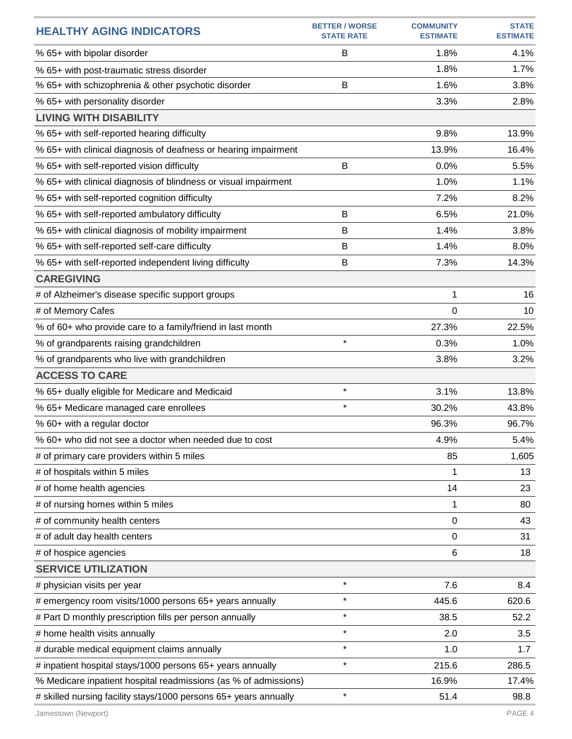| HEALTHY AGING INDICATORS | BETTER / WORSE STATE RATE | COMMUNITY ESTIMATE | STATE ESTIMATE |
|---|---|---|---|
| % 65+ with bipolar disorder | B | 1.8% | 4.1% |
| % 65+ with post-traumatic stress disorder | | 1.8% | 1.7% |
| % 65+ with schizophrenia & other psychotic disorder | B | 1.6% | 3.8% |
| % 65+ with personality disorder | | 3.3% | 2.8% |
| **LIVING WITH DISABILITY** | | | |
| % 65+ with self-reported hearing difficulty | | 9.8% | 13.9% |
| % 65+ with clinical diagnosis of deafness or hearing impairment | | 13.9% | 16.4% |
| % 65+ with self-reported vision difficulty | B | 0.0% | 5.5% |
| % 65+ with clinical diagnosis of blindness or visual impairment | | 1.0% | 1.1% |
| % 65+ with self-reported cognition difficulty | | 7.2% | 8.2% |
| % 65+ with self-reported ambulatory difficulty | B | 6.5% | 21.0% |
| % 65+ with clinical diagnosis of mobility impairment | B | 1.4% | 3.8% |
| % 65+ with self-reported self-care difficulty | B | 1.4% | 8.0% |
| % 65+ with self-reported independent living difficulty | B | 7.3% | 14.3% |
| **CAREGIVING** | | | |
| # of Alzheimer's disease specific support groups | | 1 | 16 |
| # of Memory Cafes | | 0 | 10 |
| % of 60+ who provide care to a family/friend in last month | | 27.3% | 22.5% |
| % of grandparents raising grandchildren | * | 0.3% | 1.0% |
| % of grandparents who live with grandchildren | | 3.8% | 3.2% |
| **ACCESS TO CARE** | | | |
| % 65+ dually eligible for Medicare and Medicaid | * | 3.1% | 13.8% |
| % 65+ Medicare managed care enrollees | * | 30.2% | 43.8% |
| % 60+ with a regular doctor | | 96.3% | 96.7% |
| % 60+ who did not see a doctor when needed due to cost | | 4.9% | 5.4% |
| # of primary care providers within 5 miles | | 85 | 1,605 |
| # of hospitals within 5 miles | | 1 | 13 |
| # of home health agencies | | 14 | 23 |
| # of nursing homes within 5 miles | | 1 | 80 |
| # of community health centers | | 0 | 43 |
| # of adult day health centers | | 0 | 31 |
| # of hospice agencies | | 6 | 18 |
| **SERVICE UTILIZATION** | | | |
| # physician visits per year | * | 7.6 | 8.4 |
| # emergency room visits/1000 persons 65+ years annually | * | 445.6 | 620.6 |
| # Part D monthly prescription fills per person annually | * | 38.5 | 52.2 |
| # home health visits annually | * | 2.0 | 3.5 |
| # durable medical equipment claims annually | * | 1.0 | 1.7 |
| # inpatient hospital stays/1000 persons 65+ years annually | * | 215.6 | 286.5 |
| % Medicare inpatient hospital readmissions (as % of admissions) | | 16.9% | 17.4% |
| # skilled nursing facility stays/1000 persons 65+ years annually | * | 51.4 | 98.8 |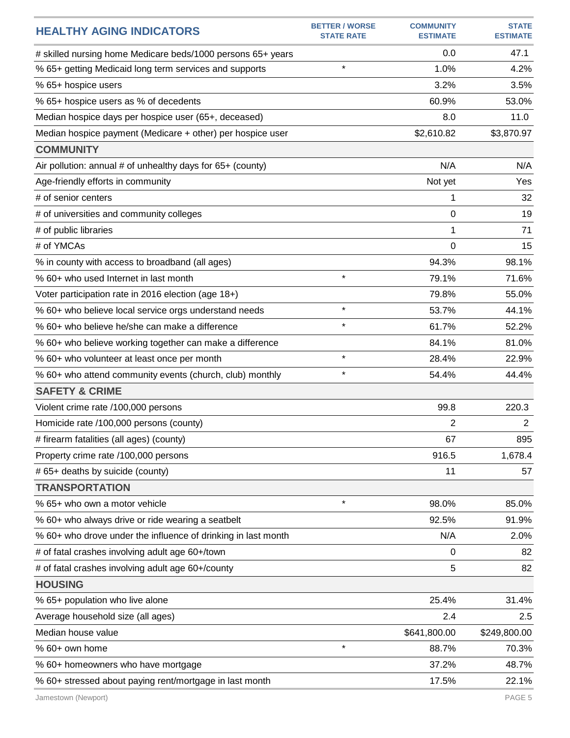| HEALTHY AGING INDICATORS | BETTER / WORSE STATE RATE | COMMUNITY ESTIMATE | STATE ESTIMATE |
|---|---|---|---|
| # skilled nursing home Medicare beds/1000 persons 65+ years | | 0.0 | 47.1 |
| % 65+ getting Medicaid long term services and supports | * | 1.0% | 4.2% |
| % 65+ hospice users | | 3.2% | 3.5% |
| % 65+ hospice users as % of decedents | | 60.9% | 53.0% |
| Median hospice days per hospice user (65+, deceased) | | 8.0 | 11.0 |
| Median hospice payment (Medicare + other) per hospice user | | $2,610.82 | $3,870.97 |
| **COMMUNITY** | | | |
| Air pollution: annual # of unhealthy days for 65+ (county) | | N/A | N/A |
| Age-friendly efforts in community | | Not yet | Yes |
| # of senior centers | | 1 | 32 |
| # of universities and community colleges | | 0 | 19 |
| # of public libraries | | 1 | 71 |
| # of YMCAs | | 0 | 15 |
| % in county with access to broadband (all ages) | | 94.3% | 98.1% |
| % 60+ who used Internet in last month | * | 79.1% | 71.6% |
| Voter participation rate in 2016 election (age 18+) | | 79.8% | 55.0% |
| % 60+ who believe local service orgs understand needs | * | 53.7% | 44.1% |
| % 60+ who believe he/she can make a difference | * | 61.7% | 52.2% |
| % 60+ who believe working together can make a difference | | 84.1% | 81.0% |
| % 60+ who volunteer at least once per month | * | 28.4% | 22.9% |
| % 60+ who attend community events (church, club) monthly | * | 54.4% | 44.4% |
| **SAFETY & CRIME** | | | |
| Violent crime rate /100,000 persons | | 99.8 | 220.3 |
| Homicide rate /100,000 persons (county) | | 2 | 2 |
| # firearm fatalities (all ages) (county) | | 67 | 895 |
| Property crime rate /100,000 persons | | 916.5 | 1,678.4 |
| # 65+ deaths by suicide (county) | | 11 | 57 |
| **TRANSPORTATION** | | | |
| % 65+ who own a motor vehicle | * | 98.0% | 85.0% |
| % 60+ who always drive or ride wearing a seatbelt | | 92.5% | 91.9% |
| % 60+ who drove under the influence of drinking in last month | | N/A | 2.0% |
| # of fatal crashes involving adult age 60+/town | | 0 | 82 |
| # of fatal crashes involving adult age 60+/county | | 5 | 82 |
| **HOUSING** | | | |
| % 65+ population who live alone | | 25.4% | 31.4% |
| Average household size (all ages) | | 2.4 | 2.5 |
| Median house value | | $641,800.00 | $249,800.00 |
| % 60+ own home | * | 88.7% | 70.3% |
| % 60+ homeowners who have mortgage | | 37.2% | 48.7% |
| % 60+ stressed about paying rent/mortgage in last month | | 17.5% | 22.1% |

Jamestown (Newport)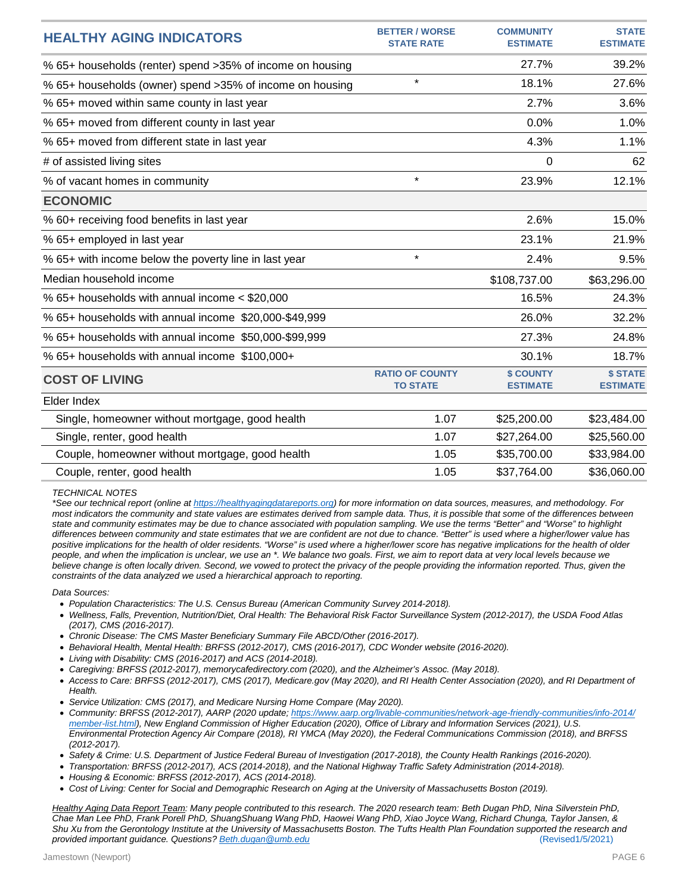| HEALTHY AGING INDICATORS | BETTER / WORSE STATE RATE | COMMUNITY ESTIMATE | STATE ESTIMATE |
|---|---|---|---|
| % 65+ households (renter) spend >35% of income on housing | | 27.7% | 39.2% |
| % 65+ households (owner) spend >35% of income on housing | * | 18.1% | 27.6% |
| % 65+ moved within same county in last year | | 2.7% | 3.6% |
| % 65+ moved from different county in last year | | 0.0% | 1.0% |
| % 65+ moved from different state in last year | | 4.3% | 1.1% |
| # of assisted living sites | | 0 | 62 |
| % of vacant homes in community | * | 23.9% | 12.1% |
| **ECONOMIC** | | | |
| % 60+ receiving food benefits in last year | | 2.6% | 15.0% |
| % 65+ employed in last year | | 23.1% | 21.9% |
| % 65+ with income below the poverty line in last year | * | 2.4% | 9.5% |
| Median household income | | $108,737.00 | $63,296.00 |
| % 65+ households with annual income < $20,000 | | 16.5% | 24.3% |
| % 65+ households with annual income $20,000-$49,999 | | 26.0% | 32.2% |
| % 65+ households with annual income $50,000-$99,999 | | 27.3% | 24.8% |
| % 65+ households with annual income $100,000+ | | 30.1% | 18.7% |

| COST OF LIVING | RATIO OF COUNTY TO STATE | $ COUNTY ESTIMATE | $ STATE ESTIMATE |
|---|---|---|---|
| Elder Index | | | |
| Single, homeowner without mortgage, good health | 1.07 | $25,200.00 | $23,484.00 |
| Single, renter, good health | 1.07 | $27,264.00 | $25,560.00 |
| Couple, homeowner without mortgage, good health | 1.05 | $35,700.00 | $33,984.00 |
| Couple, renter, good health | 1.05 | $37,764.00 | $36,060.00 |

*TECHNICAL NOTES*

*\*See our technical report (online at https://healthyagingdatareports.org) for more information on data sources, measures, and methodology. For most indicators the community and state values are estimates derived from sample data. Thus, it is possible that some of the differences between state and community estimates may be due to chance associated with population sampling. We use the terms "Better" and "Worse" to highlight differences between community and state estimates that we are confident are not due to chance. "Better" is used where a higher/lower value has positive implications for the health of older residents. "Worse" is used where a higher/lower score has negative implications for the health of older people, and when the implication is unclear, we use an \*. We balance two goals. First, we aim to report data at very local levels because we believe change is often locally driven. Second, we vowed to protect the privacy of the people providing the information reported. Thus, given the constraints of the data analyzed we used a hierarchical approach to reporting.*

*Data Sources:*

- *Population Characteristics: The U.S. Census Bureau (American Community Survey 2014-2018).*
- *Wellness, Falls, Prevention, Nutrition/Diet, Oral Health: The Behavioral Risk Factor Surveillance Survey (2012-2017), the USDA Food Atlas (2017), CMS (2016-2017).*
- *Chronic Disease: The CMS Master Beneficiary Summary File ABCD/Other (2016-2017).*
- *Behavioral Health, Mental Health: BRFSS (2012-2017), CMS (2016-2017), CDC Wonder website (2016-2020).*
- *Living with Disability: CMS (2016-2017) and ACS (2014-2018).*
- *Caregiving: BRFSS (2012-2017), memorycafedirectory.com (2020), and the Alzheimer's Assoc. (May 2018).*
- *Access to Care: BRFSS (2012-2017), CMS (2017), Medicare.gov (May 2020), and RI Health Center Association (2020), and RI Department of Health.*
- *Service Utilization: CMS (2017), and Medicare Nursing Home Compare (May 2020).*
- *Community: BRFSS (2012-2017), AARP (2020 update; https://www.aarp.org/livable-communities/network-age-friendly-communities/info-2014/member-list.html), New England Commission of Higher Education (2020), Office of Library and Information Services (2021), U.S. Environmental Protection Agency Air Compare (2018), RI YMCA (May 2020), the Federal Communications Commission (2018), and BRFSS (2012-2017).*
- *Safety & Crime: U.S. Department of Justice Federal Bureau of Investigation (2017-2018), the County Health Rankings (2016-2020).*
- *Transportation: BRFSS (2012-2017), ACS (2014-2018), and the National Highway Traffic Safety Administration (2014-2018).*
- *Housing & Economic: BRFSS (2012-2017), ACS (2014-2018).*
- *Cost of Living: Center for Social and Demographic Research on Aging at the University of Massachusetts Boston (2019).*

*Healthy Aging Data Report Team: Many people contributed to this research. The 2020 research team: Beth Dugan PhD, Nina Silverstein PhD, Chae Man Lee PhD, Frank Porell PhD, ShuangShuang Wang PhD, Haowei Wang PhD, Xiao Joyce Wang, Richard Chunga, Taylor Jansen, & Shu Xu from the Gerontology Institute at the University of Massachusetts Boston. The Tufts Health Plan Foundation supported the research and provided important guidance. Questions? Beth.dugan@umb.edu* (Revised1/5/2021)